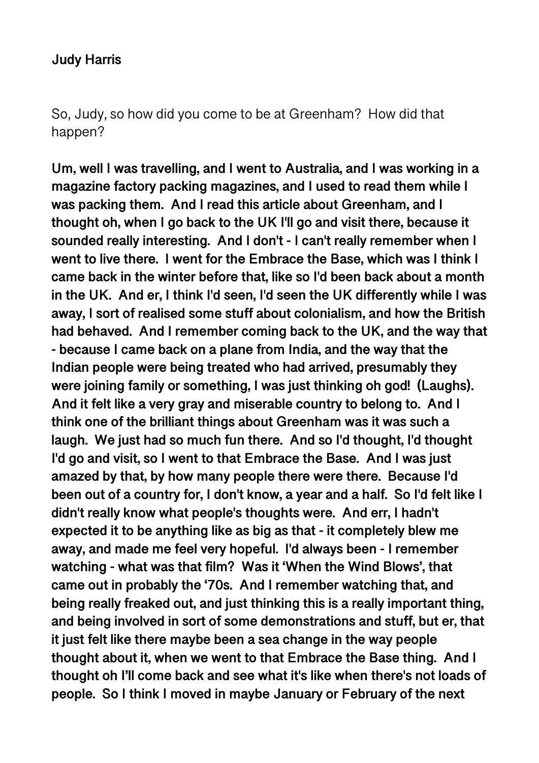**Judy Harris**

So, Judy, so how did you come to be at Greenham? How did that happen?

**Um, well I was travelling, and I went to Australia, and I was working in a magazine factory packing magazines, and I used to read them while I was packing them. And I read this article about Greenham, and I thought oh, when I go back to the UK I'll go and visit there, because it sounded really interesting. And I don't - I can't really remember when I went to live there. I went for the Embrace the Base, which was I think I came back in the winter before that, like so I'd been back about a month in the UK. And er, I think I'd seen, I'd seen the UK differently while I was away, I sort of realised some stuff about colonialism, and how the British had behaved. And I remember coming back to the UK, and the way that - because I came back on a plane from India, and the way that the Indian people were being treated who had arrived, presumably they were joining family or something, I was just thinking oh god! (Laughs). And it felt like a very gray and miserable country to belong to. And I think one of the brilliant things about Greenham was it was such a laugh. We just had so much fun there. And so I'd thought, I'd thought I'd go and visit, so I went to that Embrace the Base. And I was just amazed by that, by how many people there were there. Because I'd been out of a country for, I don't know, a year and a half. So I'd felt like I didn't really know what people's thoughts were. And err, I hadn't expected it to be anything like as big as that - it completely blew me away, and made me feel very hopeful. I'd always been - I remember watching - what was that film? Was it 'When the Wind Blows', that came out in probably the '70s. And I remember watching that, and being really freaked out, and just thinking this is a really important thing, and being involved in sort of some demonstrations and stuff, but er, that it just felt like there maybe been a sea change in the way people thought about it, when we went to that Embrace the Base thing. And I thought oh I'll come back and see what it's like when there's not loads of people. So I think I moved in maybe January or February of the next**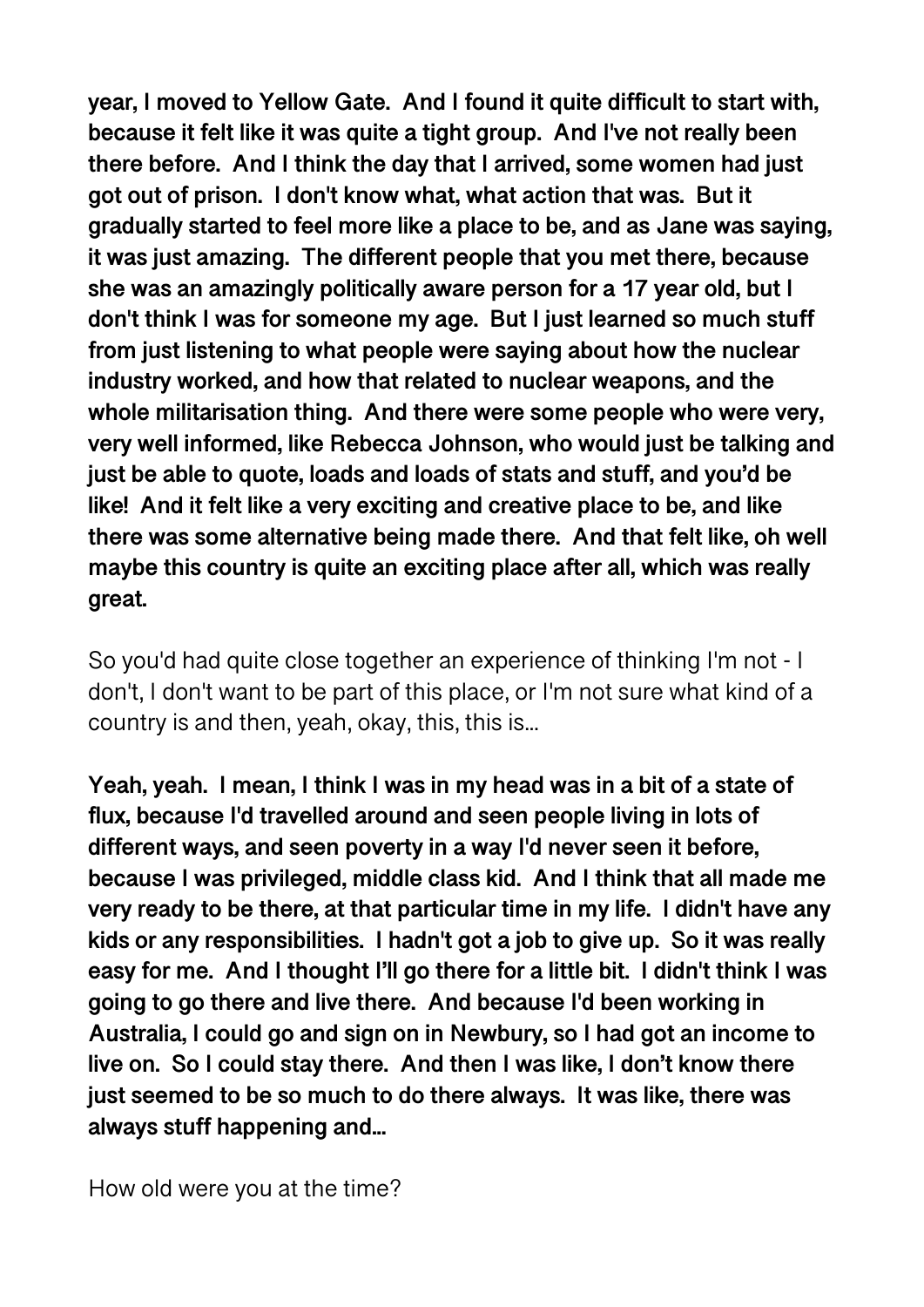**year, I moved to Yellow Gate. And I found it quite difficult to start with, because it felt like it was quite a tight group. And I've not really been there before. And I think the day that I arrived, some women had just got out of prison. I don't know what, what action that was. But it gradually started to feel more like a place to be, and as Jane was saying, it was just amazing. The different people that you met there, because she was an amazingly politically aware person for a 17 year old, but I don't think I was for someone my age. But I just learned so much stuff from just listening to what people were saying about how the nuclear industry worked, and how that related to nuclear weapons, and the whole militarisation thing. And there were some people who were very, very well informed, like Rebecca Johnson, who would just be talking and just be able to quote, loads and loads of stats and stuff, and you'd be like! And it felt like a very exciting and creative place to be, and like there was some alternative being made there. And that felt like, oh well maybe this country is quite an exciting place after all, which was really great.**

So you'd had quite close together an experience of thinking I'm not - I don't, I don't want to be part of this place, or I'm not sure what kind of a country is and then, yeah, okay, this, this is…

**Yeah, yeah. I mean, I think I was in my head was in a bit of a state of flux, because I'd travelled around and seen people living in lots of different ways, and seen poverty in a way I'd never seen it before, because I was privileged, middle class kid. And I think that all made me very ready to be there, at that particular time in my life. I didn't have any kids or any responsibilities. I hadn't got a job to give up. So it was really easy for me. And I thought I'll go there for a little bit. I didn't think I was going to go there and live there. And because I'd been working in Australia, I could go and sign on in Newbury, so I had got an income to live on. So I could stay there. And then I was like, I don't know there just seemed to be so much to do there always. It was like, there was always stuff happening and…**

How old were you at the time?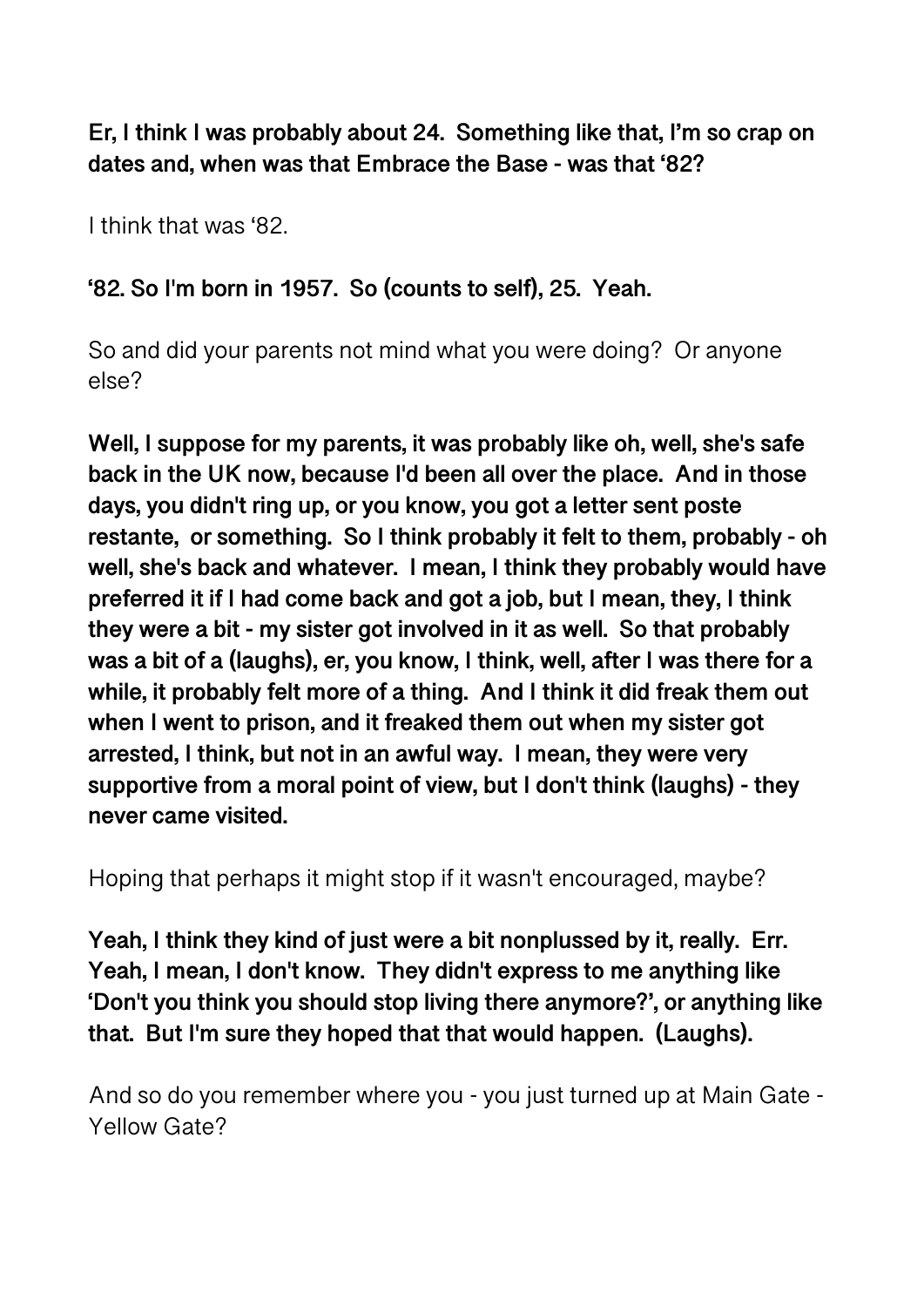**Er, I think I was probably about 24. Something like that, I'm so crap on dates and, when was that Embrace the Base - was that '82?**

I think that was '82.

**'82. So I'm born in 1957. So (counts to self), 25. Yeah.**

So and did your parents not mind what you were doing? Or anyone else?

**Well, I suppose for my parents, it was probably like oh, well, she's safe back in the UK now, because I'd been all over the place. And in those days, you didn't ring up, or you know, you got a letter sent poste restante, or something. So I think probably it felt to them, probably - oh well, she's back and whatever. I mean, I think they probably would have preferred it if I had come back and got a job, but I mean, they, I think they were a bit - my sister got involved in it as well. So that probably was a bit of a (laughs), er, you know, I think, well, after I was there for a while, it probably felt more of a thing. And I think it did freak them out when I went to prison, and it freaked them out when my sister got arrested, I think, but not in an awful way. I mean, they were very supportive from a moral point of view, but I don't think (laughs) - they never came visited.**

Hoping that perhaps it might stop if it wasn't encouraged, maybe?

**Yeah, I think they kind of just were a bit nonplussed by it, really. Err. Yeah, I mean, I don't know. They didn't express to me anything like 'Don't you think you should stop living there anymore?', or anything like that. But I'm sure they hoped that that would happen. (Laughs).**

And so do you remember where you - you just turned up at Main Gate - Yellow Gate?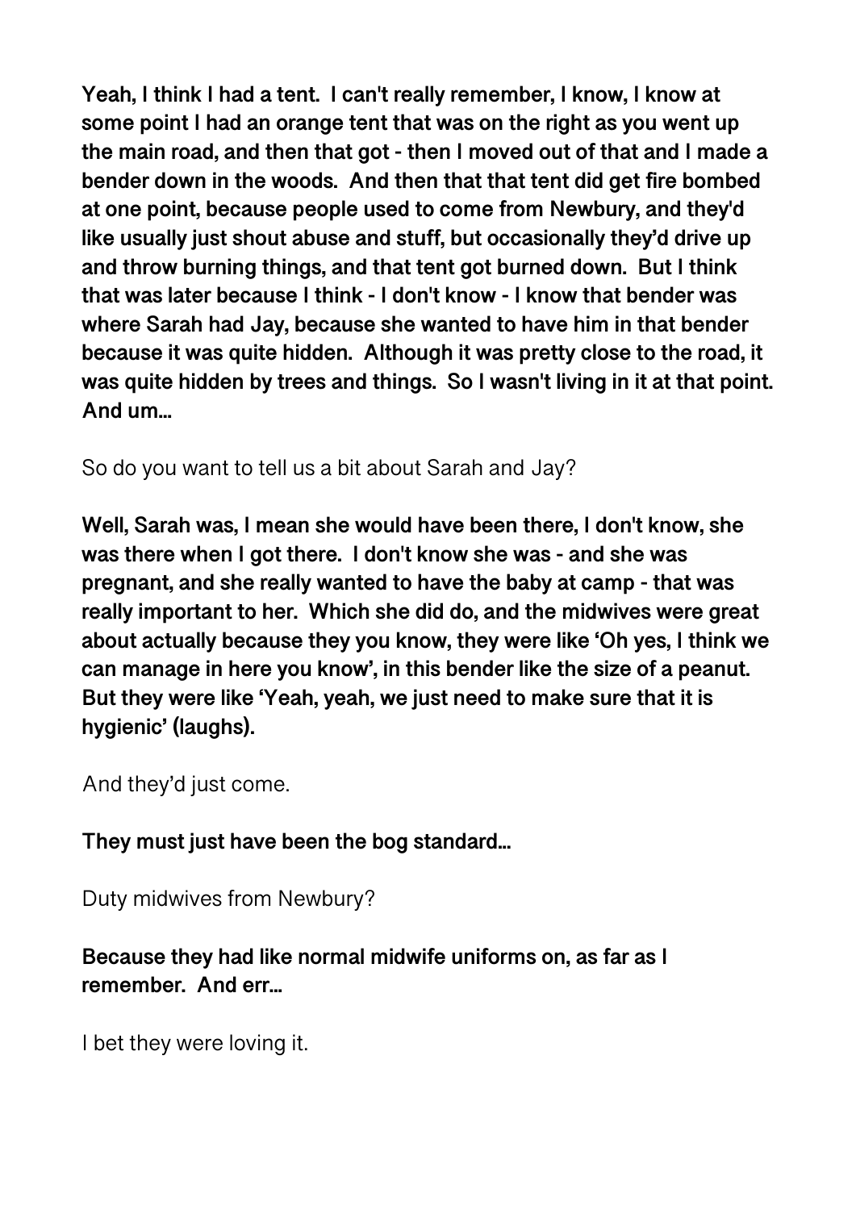**Yeah, I think I had a tent. I can't really remember, I know, I know at some point I had an orange tent that was on the right as you went up the main road, and then that got - then I moved out of that and I made a bender down in the woods. And then that that tent did get fire bombed at one point, because people used to come from Newbury, and they'd like usually just shout abuse and stuff, but occasionally they'd drive up and throw burning things, and that tent got burned down. But I think that was later because I think - I don't know - I know that bender was where Sarah had Jay, because she wanted to have him in that bender because it was quite hidden. Although it was pretty close to the road, it was quite hidden by trees and things. So I wasn't living in it at that point. And um...**

So do you want to tell us a bit about Sarah and Jay?

**Well, Sarah was, I mean she would have been there, I don't know, she was there when I got there. I don't know she was - and she was pregnant, and she really wanted to have the baby at camp - that was really important to her. Which she did do, and the midwives were great about actually because they you know, they were like 'Oh yes, I think we can manage in here you know', in this bender like the size of a peanut. But they were like 'Yeah, yeah, we just need to make sure that it is hygienic' (laughs).**

And they'd just come.

**They must just have been the bog standard...**

Duty midwives from Newbury?

**Because they had like normal midwife uniforms on, as far as I remember. And err...**

I bet they were loving it.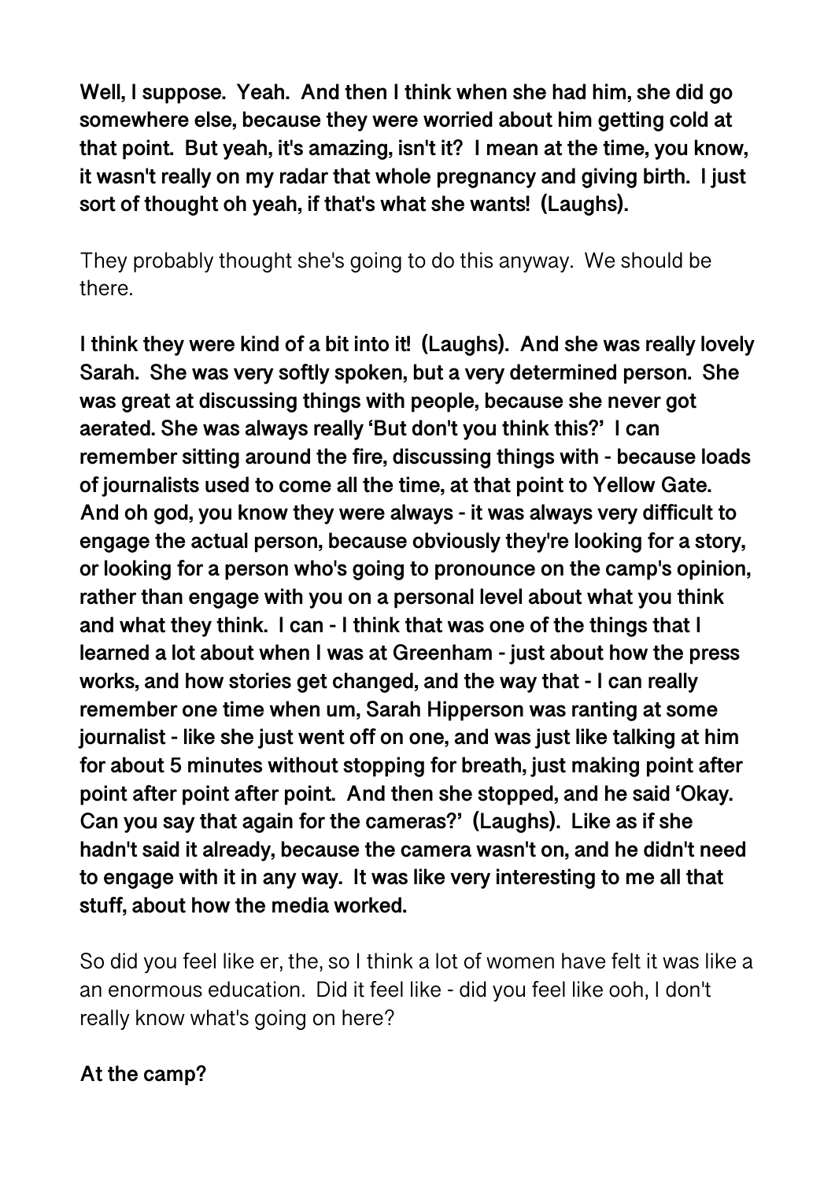**Well, I suppose. Yeah. And then I think when she had him, she did go somewhere else, because they were worried about him getting cold at that point. But yeah, it's amazing, isn't it? I mean at the time, you know, it wasn't really on my radar that whole pregnancy and giving birth. I just sort of thought oh yeah, if that's what she wants! (Laughs).**

They probably thought she's going to do this anyway. We should be there.

**I think they were kind of a bit into it! (Laughs). And she was really lovely Sarah. She was very softly spoken, but a very determined person. She was great at discussing things with people, because she never got aerated. She was always really 'But don't you think this?' I can remember sitting around the fire, discussing things with - because loads of journalists used to come all the time, at that point to Yellow Gate. And oh god, you know they were always - it was always very difficult to engage the actual person, because obviously they're looking for a story, or looking for a person who's going to pronounce on the camp's opinion, rather than engage with you on a personal level about what you think and what they think. I can - I think that was one of the things that I learned a lot about when I was at Greenham - just about how the press works, and how stories get changed, and the way that - I can really remember one time when um, Sarah Hipperson was ranting at some journalist - like she just went off on one, and was just like talking at him for about 5 minutes without stopping for breath, just making point after point after point after point. And then she stopped, and he said 'Okay. Can you say that again for the cameras?' (Laughs). Like as if she hadn't said it already, because the camera wasn't on, and he didn't need to engage with it in any way. It was like very interesting to me all that stuff, about how the media worked.**

So did you feel like er, the, so I think a lot of women have felt it was like a an enormous education. Did it feel like - did you feel like ooh, I don't really know what's going on here?

**At the camp?**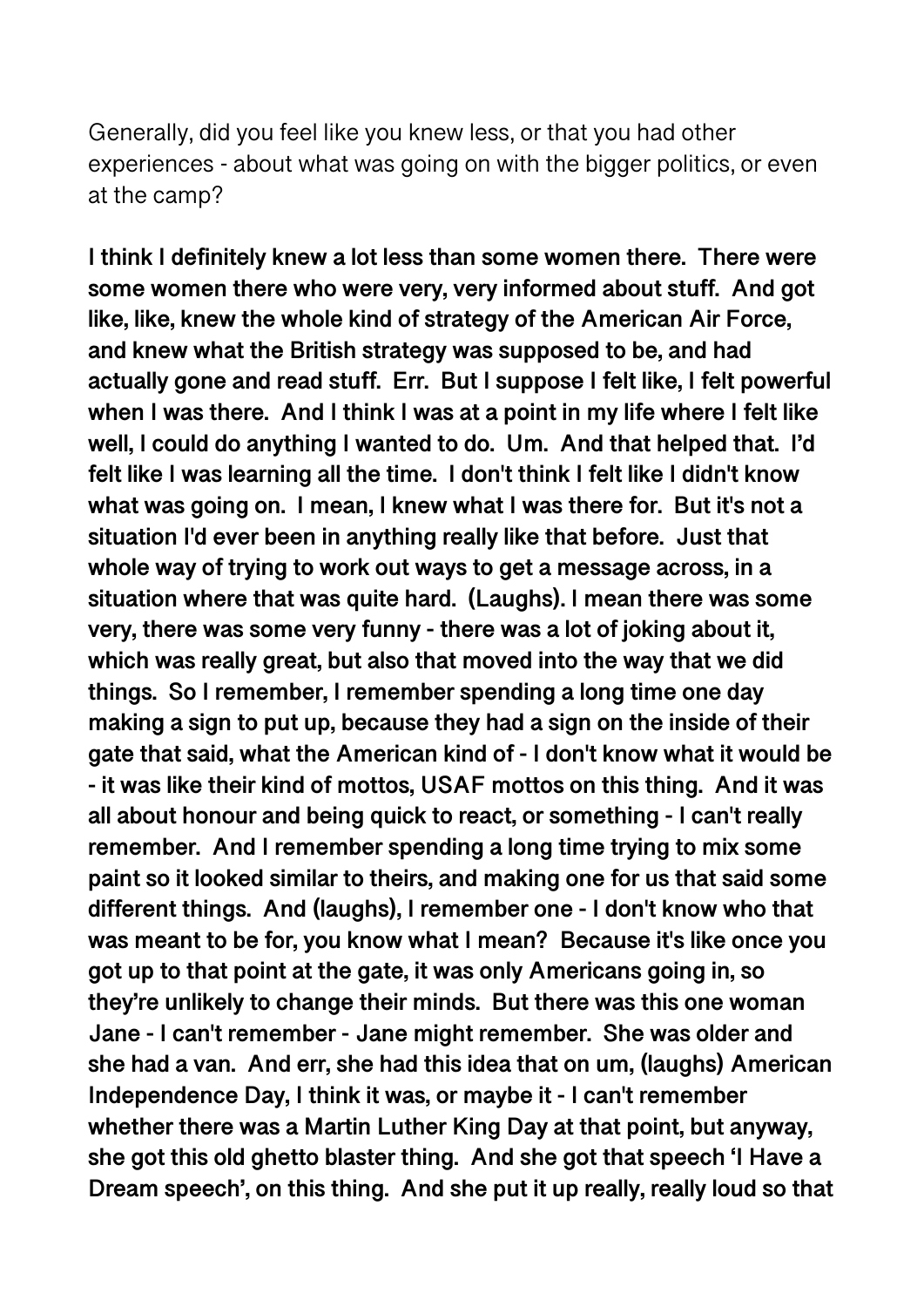Generally, did you feel like you knew less, or that you had other experiences - about what was going on with the bigger politics, or even at the camp?

**I think I definitely knew a lot less than some women there. There were some women there who were very, very informed about stuff. And got like, like, knew the whole kind of strategy of the American Air Force, and knew what the British strategy was supposed to be, and had actually gone and read stuff. Err. But I suppose I felt like, I felt powerful when I was there. And I think I was at a point in my life where I felt like well, I could do anything I wanted to do. Um. And that helped that. I'd felt like I was learning all the time. I don't think I felt like I didn't know what was going on. I mean, I knew what I was there for. But it's not a situation I'd ever been in anything really like that before. Just that whole way of trying to work out ways to get a message across, in a situation where that was quite hard. (Laughs). I mean there was some very, there was some very funny - there was a lot of joking about it, which was really great, but also that moved into the way that we did things. So I remember, I remember spending a long time one day making a sign to put up, because they had a sign on the inside of their gate that said, what the American kind of - I don't know what it would be - it was like their kind of mottos, USAF mottos on this thing. And it was all about honour and being quick to react, or something - I can't really remember. And I remember spending a long time trying to mix some paint so it looked similar to theirs, and making one for us that said some different things. And (laughs), I remember one - I don't know who that was meant to be for, you know what I mean? Because it's like once you got up to that point at the gate, it was only Americans going in, so they're unlikely to change their minds. But there was this one woman Jane - I can't remember - Jane might remember. She was older and she had a van. And err, she had this idea that on um, (laughs) American Independence Day, I think it was, or maybe it - I can't remember whether there was a Martin Luther King Day at that point, but anyway, she got this old ghetto blaster thing. And she got that speech 'I Have a Dream speech', on this thing. And she put it up really, really loud so that**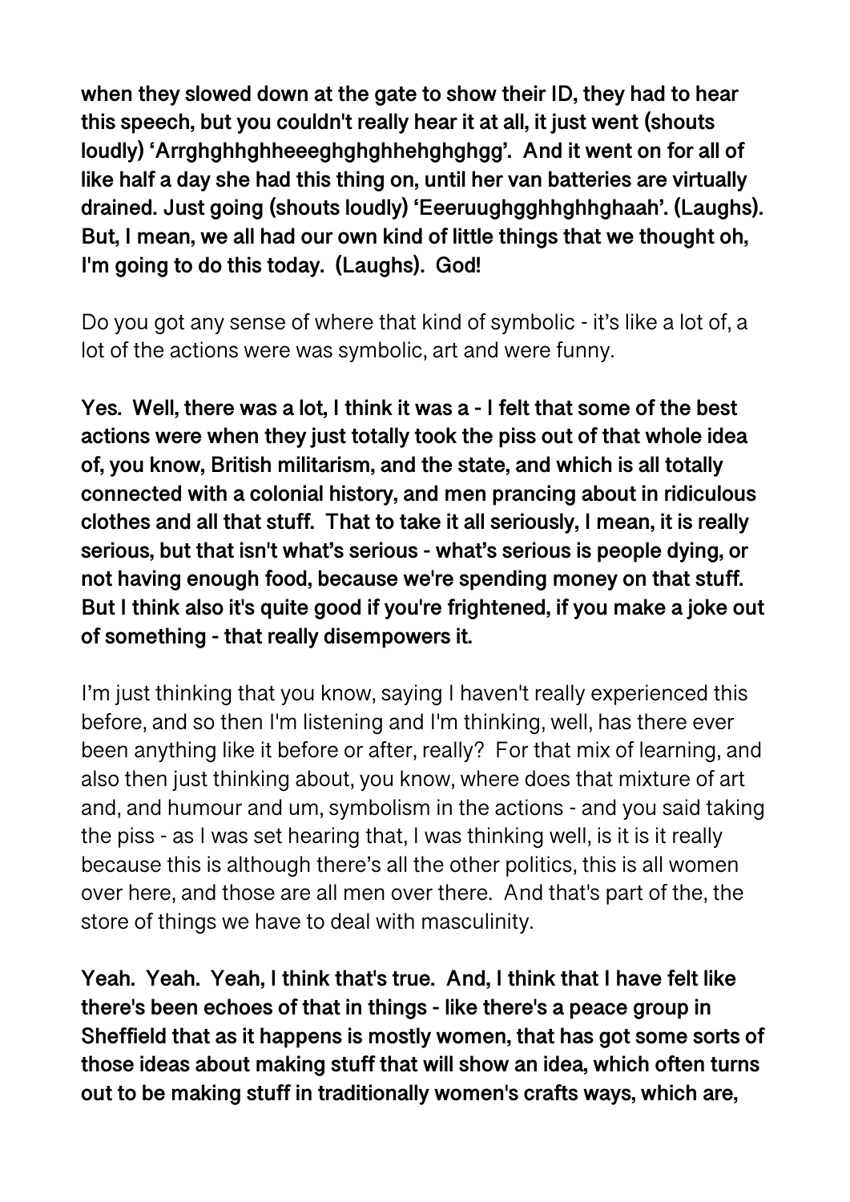**when they slowed down at the gate to show their ID, they had to hear this speech, but you couldn't really hear it at all, it just went (shouts loudly) 'Arrghghhghheeeghghghhehghghgg'. And it went on for all of like half a day she had this thing on, until her van batteries are virtually drained. Just going (shouts loudly) 'Eeeruughgghhghhghaah'. (Laughs). But, I mean, we all had our own kind of little things that we thought oh, I'm going to do this today. (Laughs). God!**

Do you got any sense of where that kind of symbolic - it's like a lot of, a lot of the actions were was symbolic, art and were funny.

**Yes. Well, there was a lot, I think it was a - I felt that some of the best actions were when they just totally took the piss out of that whole idea of, you know, British militarism, and the state, and which is all totally connected with a colonial history, and men prancing about in ridiculous clothes and all that stuff. That to take it all seriously, I mean, it is really serious, but that isn't what's serious - what's serious is people dying, or not having enough food, because we're spending money on that stuff. But I think also it's quite good if you're frightened, if you make a joke out of something - that really disempowers it.**

I'm just thinking that you know, saying I haven't really experienced this before, and so then I'm listening and I'm thinking, well, has there ever been anything like it before or after, really? For that mix of learning, and also then just thinking about, you know, where does that mixture of art and, and humour and um, symbolism in the actions - and you said taking the piss - as I was set hearing that, I was thinking well, is it is it really because this is although there's all the other politics, this is all women over here, and those are all men over there. And that's part of the, the store of things we have to deal with masculinity.

**Yeah. Yeah. Yeah, I think that's true. And, I think that I have felt like there's been echoes of that in things - like there's a peace group in Sheffield that as it happens is mostly women, that has got some sorts of those ideas about making stuff that will show an idea, which often turns out to be making stuff in traditionally women's crafts ways, which are,**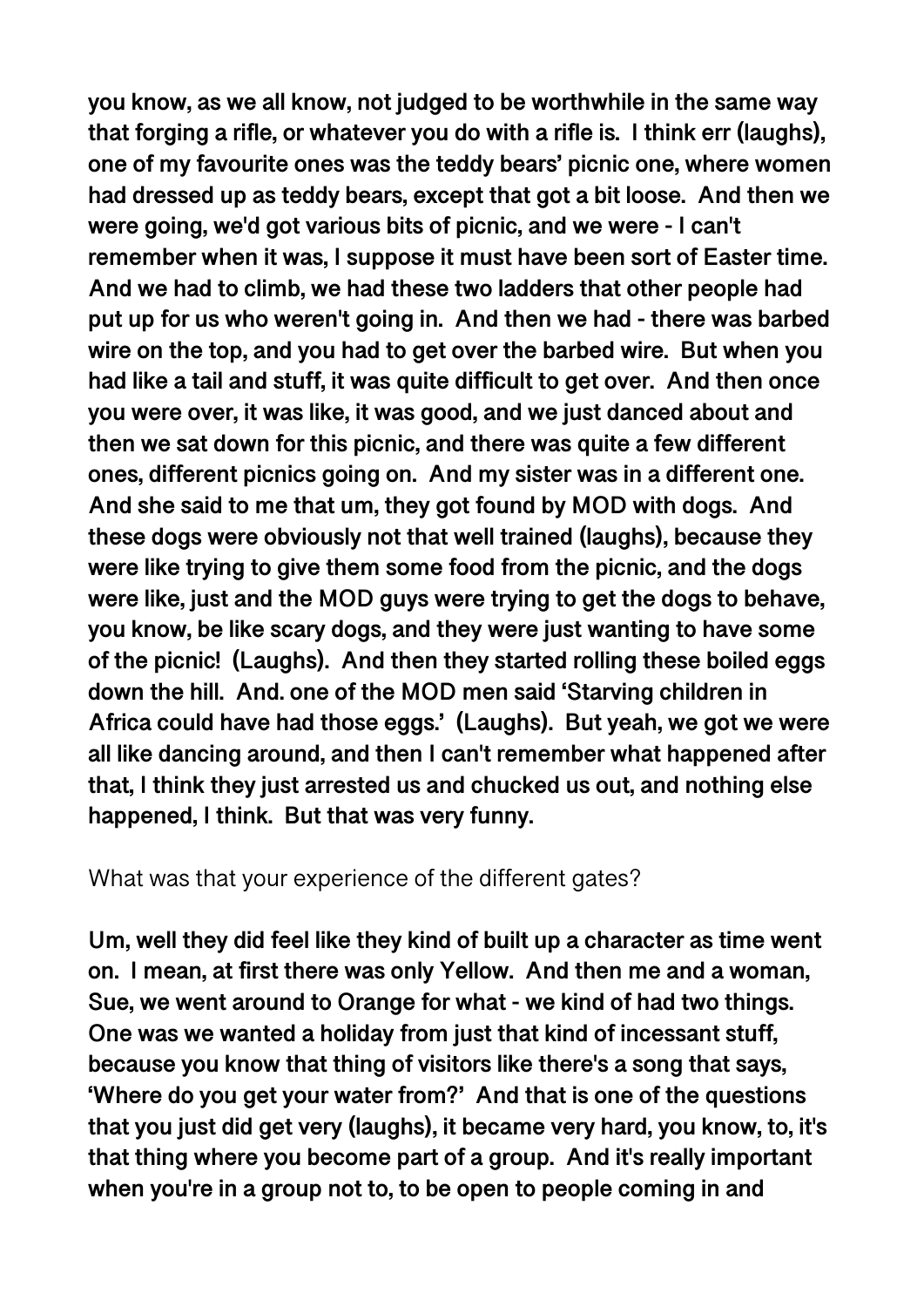**you know, as we all know, not judged to be worthwhile in the same way that forging a rifle, or whatever you do with a rifle is. I think err (laughs), one of my favourite ones was the teddy bears' picnic one, where women had dressed up as teddy bears, except that got a bit loose. And then we were going, we'd got various bits of picnic, and we were - I can't remember when it was, I suppose it must have been sort of Easter time. And we had to climb, we had these two ladders that other people had put up for us who weren't going in. And then we had - there was barbed wire on the top, and you had to get over the barbed wire. But when you had like a tail and stuff, it was quite difficult to get over. And then once you were over, it was like, it was good, and we just danced about and then we sat down for this picnic, and there was quite a few different ones, different picnics going on. And my sister was in a different one. And she said to me that um, they got found by MOD with dogs. And these dogs were obviously not that well trained (laughs), because they were like trying to give them some food from the picnic, and the dogs were like, just and the MOD guys were trying to get the dogs to behave, you know, be like scary dogs, and they were just wanting to have some of the picnic! (Laughs). And then they started rolling these boiled eggs down the hill. And. one of the MOD men said 'Starving children in Africa could have had those eggs.' (Laughs). But yeah, we got we were all like dancing around, and then I can't remember what happened after that, I think they just arrested us and chucked us out, and nothing else happened, I think. But that was very funny.**

What was that your experience of the different gates?

**Um, well they did feel like they kind of built up a character as time went on. I mean, at first there was only Yellow. And then me and a woman, Sue, we went around to Orange for what - we kind of had two things. One was we wanted a holiday from just that kind of incessant stuff, because you know that thing of visitors like there's a song that says, 'Where do you get your water from?' And that is one of the questions that you just did get very (laughs), it became very hard, you know, to, it's that thing where you become part of a group. And it's really important when you're in a group not to, to be open to people coming in and**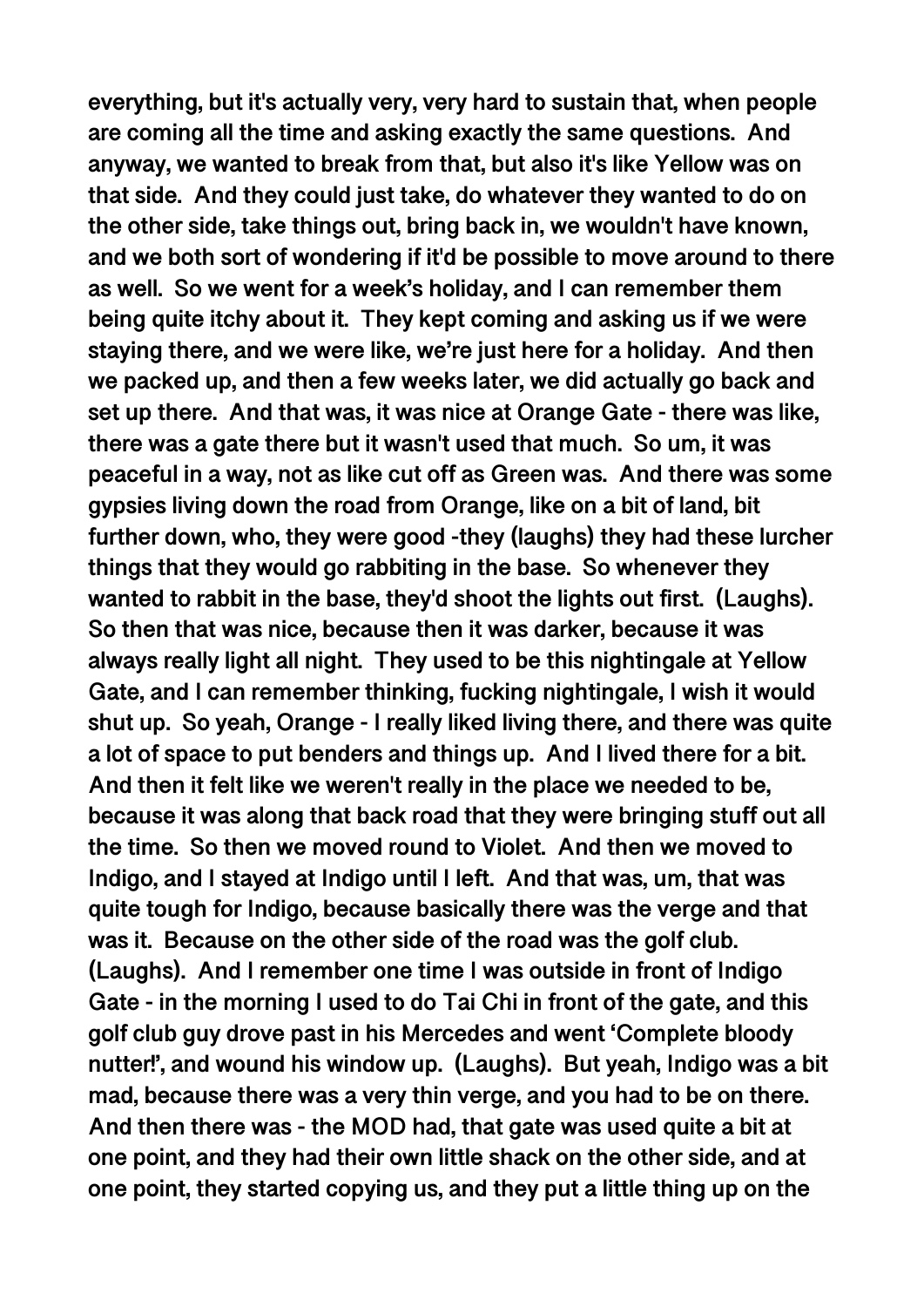everything, but it's actually very, very hard to sustain that, when people are coming all the time and asking exactly the same questions. And anyway, we wanted to break from that, but also it's like Yellow was on that side. And they could just take, do whatever they wanted to do on the other side, take things out, bring back in, we wouldn't have known, and we both sort of wondering if it'd be possible to move around to there as well. So we went for a week's holiday, and I can remember them being quite itchy about it. They kept coming and asking us if we were staying there, and we were like, we're just here for a holiday. And then we packed up, and then a few weeks later, we did actually go back and set up there. And that was, it was nice at Orange Gate - there was like, there was a gate there but it wasn't used that much. So um, it was peaceful in a way, not as like cut off as Green was. And there was some gypsies living down the road from Orange, like on a bit of land, bit further down, who, they were good -they (laughs) they had these lurcher things that they would go rabbiting in the base. So whenever they wanted to rabbit in the base, they'd shoot the lights out first. (Laughs). So then that was nice, because then it was darker, because it was always really light all night. They used to be this nightingale at Yellow Gate, and I can remember thinking, fucking nightingale, I wish it would shut up. So yeah, Orange - I really liked living there, and there was quite a lot of space to put benders and things up. And I lived there for a bit. And then it felt like we weren't really in the place we needed to be, because it was along that back road that they were bringing stuff out all the time. So then we moved round to Violet. And then we moved to Indigo, and I stayed at Indigo until I left. And that was, um, that was quite tough for Indigo, because basically there was the verge and that was it. Because on the other side of the road was the golf club. (Laughs). And I remember one time I was outside in front of Indigo Gate - in the morning I used to do Tai Chi in front of the gate, and this golf club guy drove past in his Mercedes and went 'Complete bloody nutter!', and wound his window up. (Laughs). But yeah, Indigo was a bit mad, because there was a very thin verge, and you had to be on there. And then there was - the MOD had, that gate was used quite a bit at one point, and they had their own little shack on the other side, and at one point, they started copying us, and they put a little thing up on the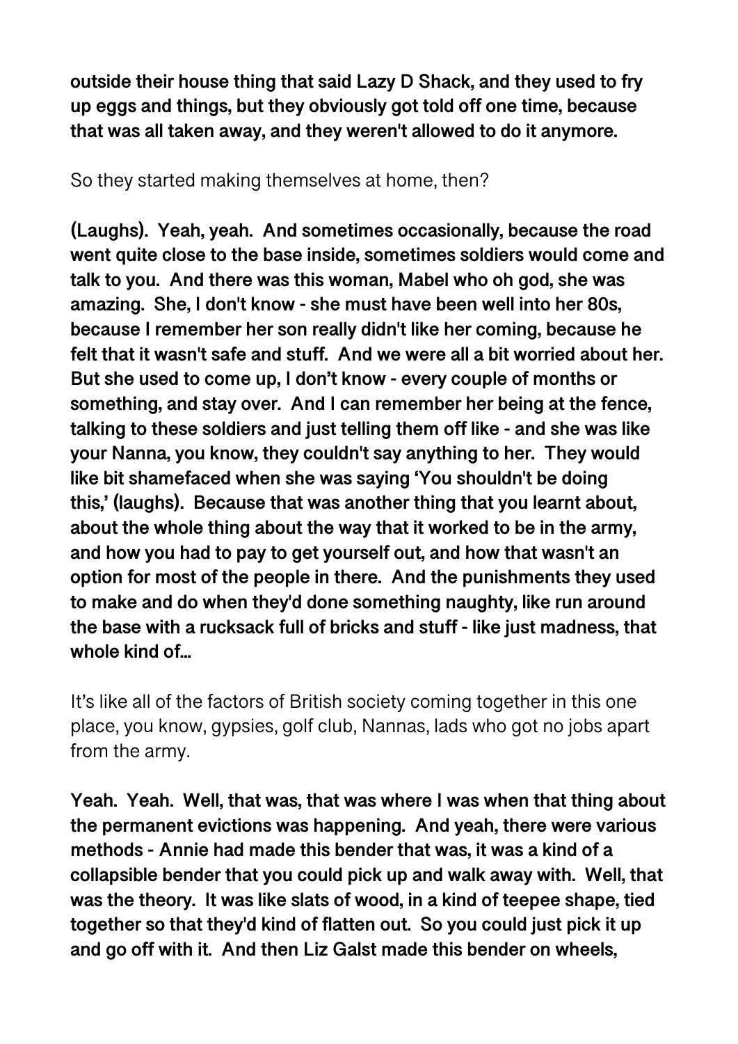**outside their house thing that said Lazy D Shack, and they used to fry up eggs and things, but they obviously got told off one time, because that was all taken away, and they weren't allowed to do it anymore.**

So they started making themselves at home, then?

**(Laughs). Yeah, yeah. And sometimes occasionally, because the road went quite close to the base inside, sometimes soldiers would come and talk to you. And there was this woman, Mabel who oh god, she was amazing. She, I don't know - she must have been well into her 80s, because I remember her son really didn't like her coming, because he felt that it wasn't safe and stuff. And we were all a bit worried about her. But she used to come up, I don't know - every couple of months or something, and stay over. And I can remember her being at the fence, talking to these soldiers and just telling them off like - and she was like your Nanna, you know, they couldn't say anything to her. They would like bit shamefaced when she was saying 'You shouldn't be doing this,' (laughs). Because that was another thing that you learnt about, about the whole thing about the way that it worked to be in the army, and how you had to pay to get yourself out, and how that wasn't an option for most of the people in there. And the punishments they used to make and do when they'd done something naughty, like run around the base with a rucksack full of bricks and stuff - like just madness, that whole kind of…**

It's like all of the factors of British society coming together in this one place, you know, gypsies, golf club, Nannas, lads who got no jobs apart from the army.

**Yeah. Yeah. Well, that was, that was where I was when that thing about the permanent evictions was happening. And yeah, there were various methods - Annie had made this bender that was, it was a kind of a collapsible bender that you could pick up and walk away with. Well, that was the theory. It was like slats of wood, in a kind of teepee shape, tied together so that they'd kind of flatten out. So you could just pick it up and go off with it. And then Liz Galst made this bender on wheels,**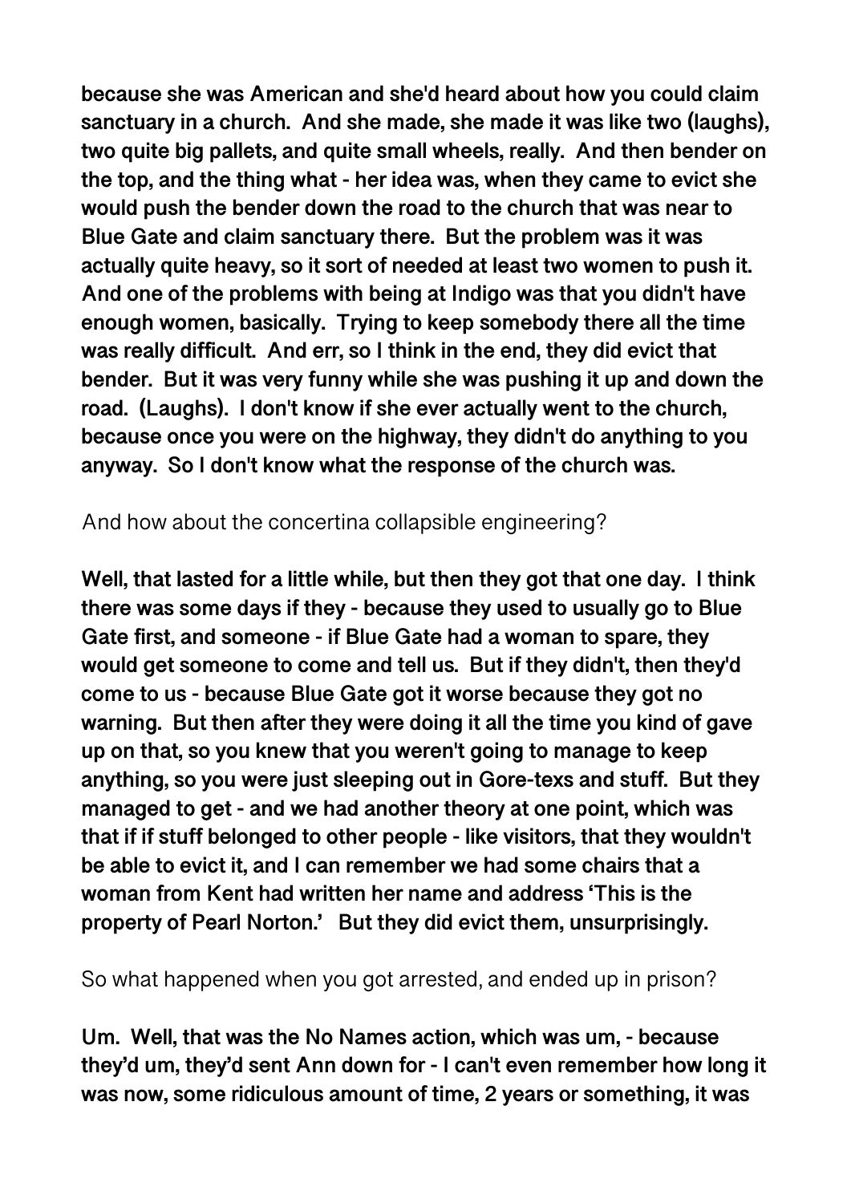**because she was American and she'd heard about how you could claim sanctuary in a church. And she made, she made it was like two (laughs), two quite big pallets, and quite small wheels, really. And then bender on the top, and the thing what - her idea was, when they came to evict she would push the bender down the road to the church that was near to Blue Gate and claim sanctuary there. But the problem was it was actually quite heavy, so it sort of needed at least two women to push it. And one of the problems with being at Indigo was that you didn't have enough women, basically. Trying to keep somebody there all the time was really difficult. And err, so I think in the end, they did evict that bender. But it was very funny while she was pushing it up and down the road. (Laughs). I don't know if she ever actually went to the church, because once you were on the highway, they didn't do anything to you anyway. So I don't know what the response of the church was.**

And how about the concertina collapsible engineering?

**Well, that lasted for a little while, but then they got that one day. I think there was some days if they - because they used to usually go to Blue Gate first, and someone - if Blue Gate had a woman to spare, they would get someone to come and tell us. But if they didn't, then they'd come to us - because Blue Gate got it worse because they got no warning. But then after they were doing it all the time you kind of gave up on that, so you knew that you weren't going to manage to keep anything, so you were just sleeping out in Gore-texs and stuff. But they managed to get - and we had another theory at one point, which was that if if stuff belonged to other people - like visitors, that they wouldn't be able to evict it, and I can remember we had some chairs that a woman from Kent had written her name and address 'This is the property of Pearl Norton.' But they did evict them, unsurprisingly.**

So what happened when you got arrested, and ended up in prison?

**Um. Well, that was the No Names action, which was um, - because they'd um, they'd sent Ann down for - I can't even remember how long it was now, some ridiculous amount of time, 2 years or something, it was**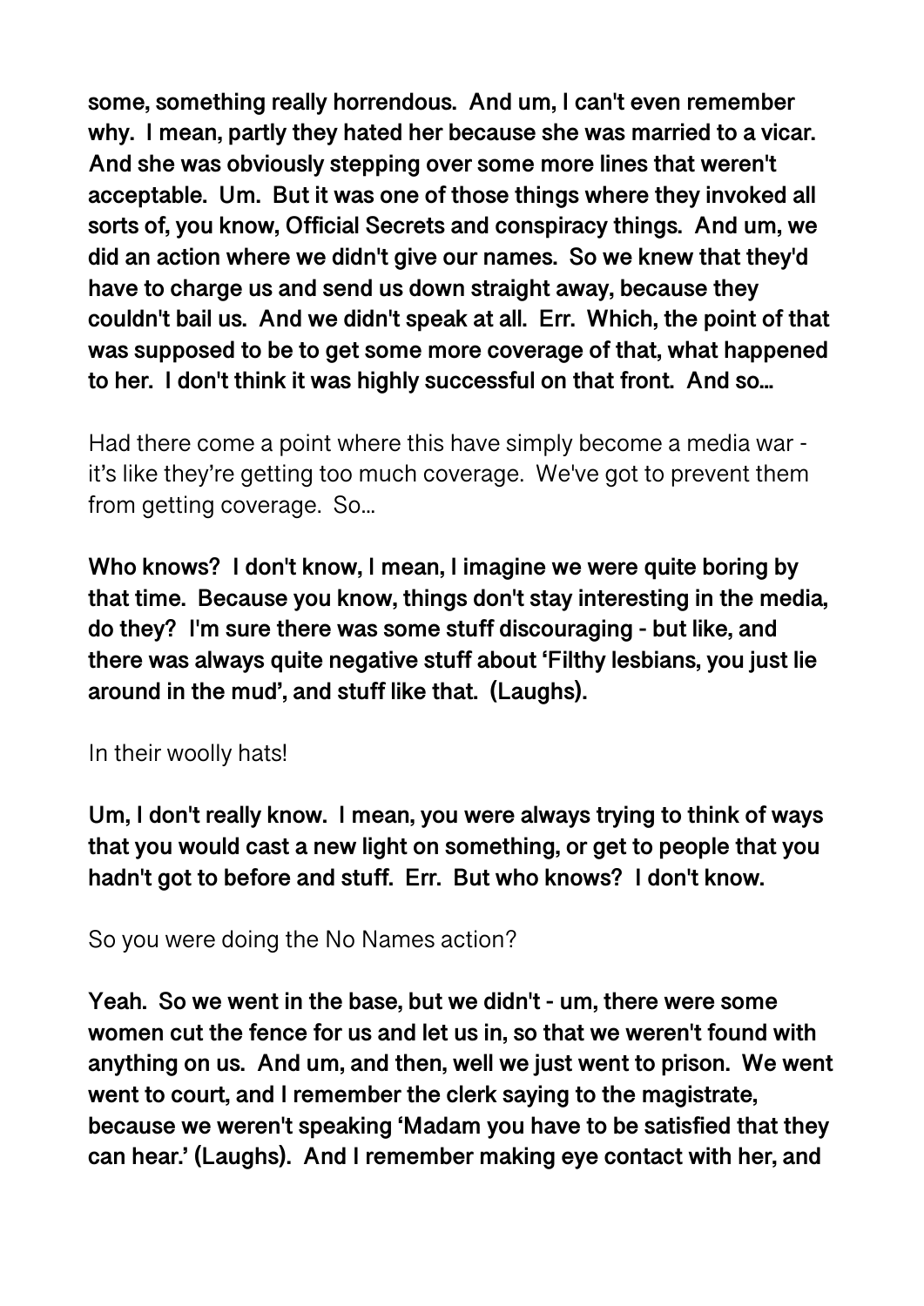**some, something really horrendous. And um, I can't even remember why. I mean, partly they hated her because she was married to a vicar. And she was obviously stepping over some more lines that weren't acceptable. Um. But it was one of those things where they invoked all sorts of, you know, Official Secrets and conspiracy things. And um, we did an action where we didn't give our names. So we knew that they'd have to charge us and send us down straight away, because they couldn't bail us. And we didn't speak at all. Err. Which, the point of that was supposed to be to get some more coverage of that, what happened to her. I don't think it was highly successful on that front. And so…**

Had there come a point where this have simply become a media war - it's like they're getting too much coverage. We've got to prevent them from getting coverage. So…

**Who knows? I don't know, I mean, I imagine we were quite boring by that time. Because you know, things don't stay interesting in the media, do they? I'm sure there was some stuff discouraging - but like, and there was always quite negative stuff about 'Filthy lesbians, you just lie around in the mud', and stuff like that. (Laughs).**

In their woolly hats!

**Um, I don't really know. I mean, you were always trying to think of ways that you would cast a new light on something, or get to people that you hadn't got to before and stuff. Err. But who knows? I don't know.**

So you were doing the No Names action?

**Yeah. So we went in the base, but we didn't - um, there were some women cut the fence for us and let us in, so that we weren't found with anything on us. And um, and then, well we just went to prison. We went went to court, and I remember the clerk saying to the magistrate, because we weren't speaking 'Madam you have to be satisfied that they can hear.' (Laughs). And I remember making eye contact with her, and**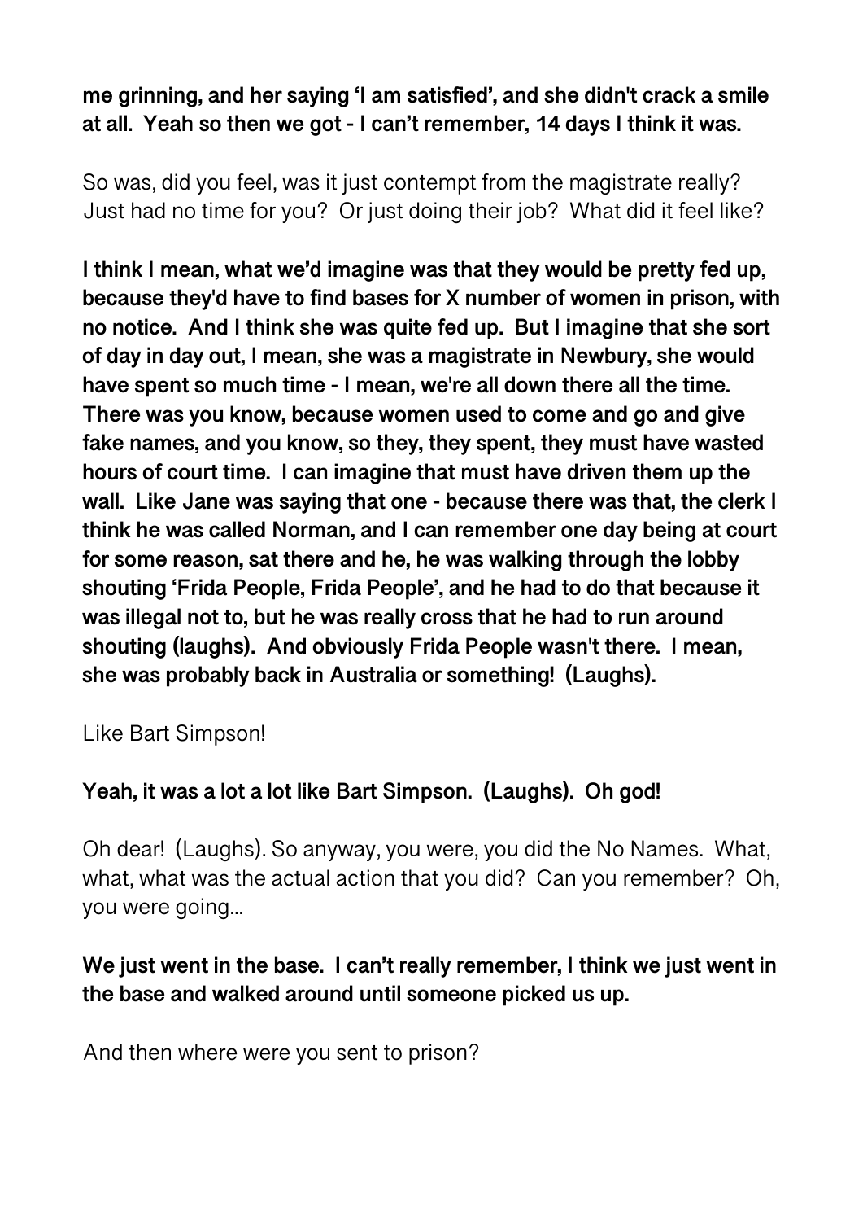**me grinning, and her saying 'I am satisfied', and she didn't crack a smile at all. Yeah so then we got - I can't remember, 14 days I think it was.**

So was, did you feel, was it just contempt from the magistrate really? Just had no time for you? Or just doing their job? What did it feel like?

**I think I mean, what we'd imagine was that they would be pretty fed up, because they'd have to find bases for X number of women in prison, with no notice. And I think she was quite fed up. But I imagine that she sort of day in day out, I mean, she was a magistrate in Newbury, she would have spent so much time - I mean, we're all down there all the time. There was you know, because women used to come and go and give fake names, and you know, so they, they spent, they must have wasted hours of court time. I can imagine that must have driven them up the wall. Like Jane was saying that one - because there was that, the clerk I think he was called Norman, and I can remember one day being at court for some reason, sat there and he, he was walking through the lobby shouting 'Frida People, Frida People', and he had to do that because it was illegal not to, but he was really cross that he had to run around shouting (laughs). And obviously Frida People wasn't there. I mean, she was probably back in Australia or something! (Laughs).**

Like Bart Simpson!

**Yeah, it was a lot a lot like Bart Simpson. (Laughs). Oh god!**

Oh dear! (Laughs). So anyway, you were, you did the No Names. What, what, what was the actual action that you did? Can you remember? Oh, you were going...

**We just went in the base. I can't really remember, I think we just went in the base and walked around until someone picked us up.**

And then where were you sent to prison?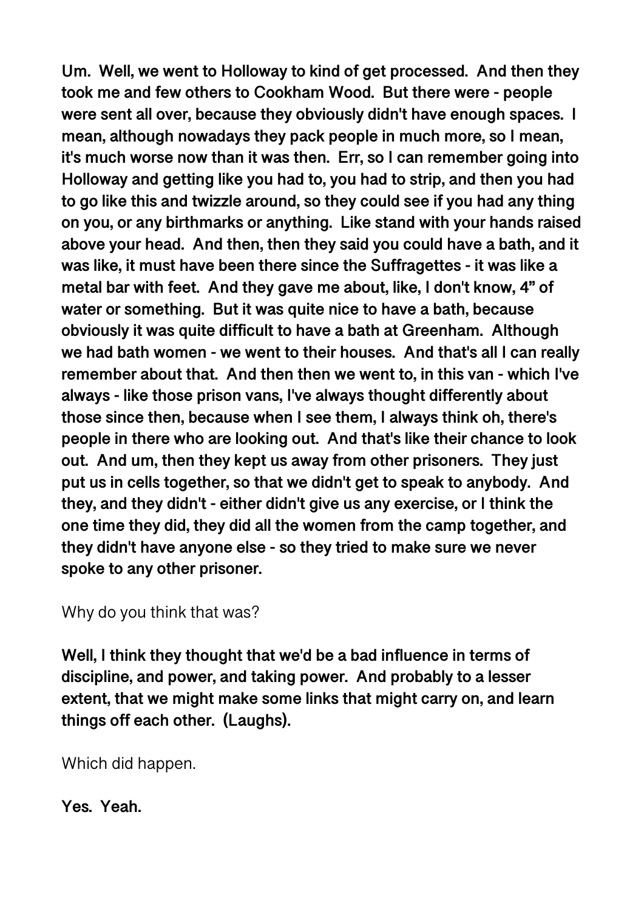**Um. Well, we went to Holloway to kind of get processed. And then they took me and few others to Cookham Wood. But there were - people were sent all over, because they obviously didn't have enough spaces. I mean, although nowadays they pack people in much more, so I mean, it's much worse now than it was then. Err, so I can remember going into Holloway and getting like you had to, you had to strip, and then you had to go like this and twizzle around, so they could see if you had any thing on you, or any birthmarks or anything. Like stand with your hands raised above your head. And then, then they said you could have a bath, and it was like, it must have been there since the Suffragettes - it was like a metal bar with feet. And they gave me about, like, I don't know, 4" of water or something. But it was quite nice to have a bath, because obviously it was quite difficult to have a bath at Greenham. Although we had bath women - we went to their houses. And that's all I can really remember about that. And then then we went to, in this van - which I've always - like those prison vans, I've always thought differently about those since then, because when I see them, I always think oh, there's people in there who are looking out. And that's like their chance to look out. And um, then they kept us away from other prisoners. They just put us in cells together, so that we didn't get to speak to anybody. And they, and they didn't - either didn't give us any exercise, or I think the one time they did, they did all the women from the camp together, and they didn't have anyone else - so they tried to make sure we never spoke to any other prisoner.**

Why do you think that was?

**Well, I think they thought that we'd be a bad influence in terms of discipline, and power, and taking power. And probably to a lesser extent, that we might make some links that might carry on, and learn things off each other. (Laughs).**

Which did happen.

**Yes. Yeah.**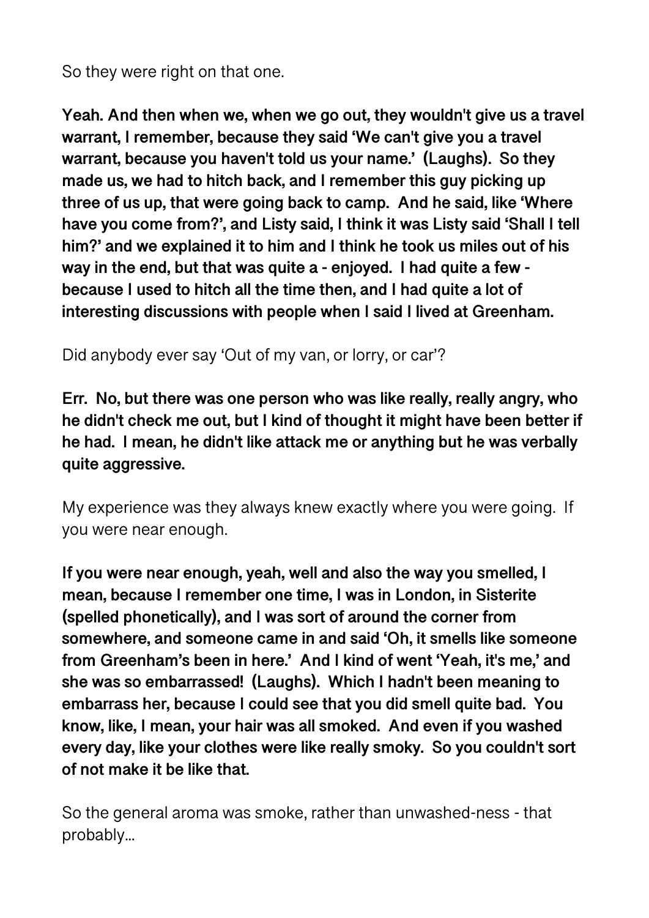So they were right on that one.

**Yeah. And then when we, when we go out, they wouldn't give us a travel warrant, I remember, because they said 'We can't give you a travel warrant, because you haven't told us your name.' (Laughs). So they made us, we had to hitch back, and I remember this guy picking up three of us up, that were going back to camp. And he said, like 'Where have you come from?', and Listy said, I think it was Listy said 'Shall I tell him?' and we explained it to him and I think he took us miles out of his way in the end, but that was quite a - enjoyed. I had quite a few - because I used to hitch all the time then, and I had quite a lot of interesting discussions with people when I said I lived at Greenham.**

Did anybody ever say 'Out of my van, or lorry, or car'?

**Err. No, but there was one person who was like really, really angry, who he didn't check me out, but I kind of thought it might have been better if he had. I mean, he didn't like attack me or anything but he was verbally quite aggressive.**

My experience was they always knew exactly where you were going. If you were near enough.

**If you were near enough, yeah, well and also the way you smelled, I mean, because I remember one time, I was in London, in Sisterite (spelled phonetically), and I was sort of around the corner from somewhere, and someone came in and said 'Oh, it smells like someone from Greenham's been in here.' And I kind of went 'Yeah, it's me,' and she was so embarrassed! (Laughs). Which I hadn't been meaning to embarrass her, because I could see that you did smell quite bad. You know, like, I mean, your hair was all smoked. And even if you washed every day, like your clothes were like really smoky. So you couldn't sort of not make it be like that.**

So the general aroma was smoke, rather than unwashed-ness - that probably...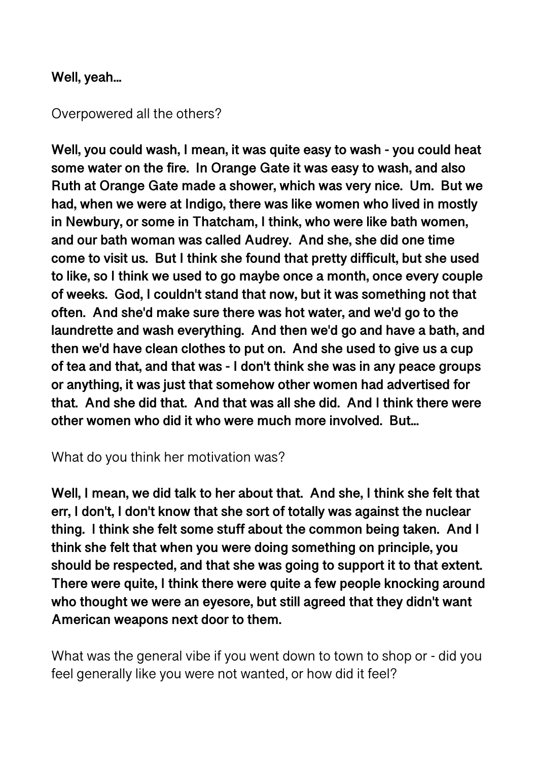**Well, yeah…**

Overpowered all the others?

**Well, you could wash, I mean, it was quite easy to wash - you could heat some water on the fire. In Orange Gate it was easy to wash, and also Ruth at Orange Gate made a shower, which was very nice. Um. But we had, when we were at Indigo, there was like women who lived in mostly in Newbury, or some in Thatcham, I think, who were like bath women, and our bath woman was called Audrey. And she, she did one time come to visit us. But I think she found that pretty difficult, but she used to like, so I think we used to go maybe once a month, once every couple of weeks. God, I couldn't stand that now, but it was something not that often. And she'd make sure there was hot water, and we'd go to the laundrette and wash everything. And then we'd go and have a bath, and then we'd have clean clothes to put on. And she used to give us a cup of tea and that, and that was - I don't think she was in any peace groups or anything, it was just that somehow other women had advertised for that. And she did that. And that was all she did. And I think there were other women who did it who were much more involved. But…**

What do you think her motivation was?

**Well, I mean, we did talk to her about that. And she, I think she felt that err, I don't, I don't know that she sort of totally was against the nuclear thing. I think she felt some stuff about the common being taken. And I think she felt that when you were doing something on principle, you should be respected, and that she was going to support it to that extent. There were quite, I think there were quite a few people knocking around who thought we were an eyesore, but still agreed that they didn't want American weapons next door to them.**

What was the general vibe if you went down to town to shop or - did you feel generally like you were not wanted, or how did it feel?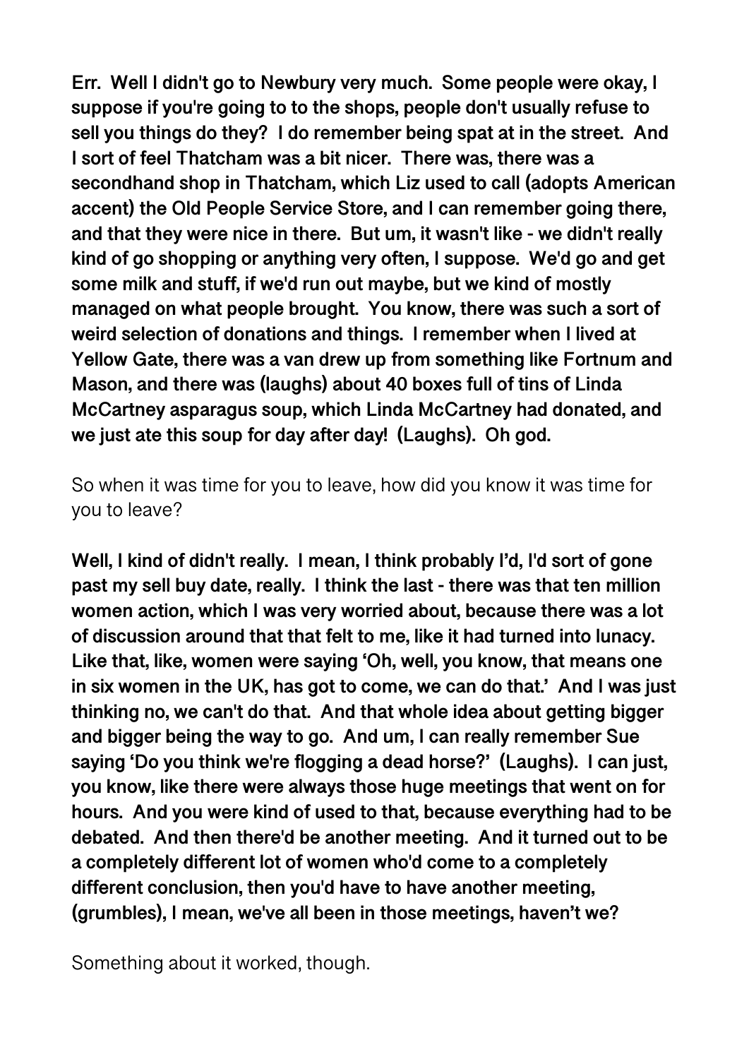**Err. Well I didn't go to Newbury very much. Some people were okay, I suppose if you're going to to the shops, people don't usually refuse to sell you things do they? I do remember being spat at in the street. And I sort of feel Thatcham was a bit nicer. There was, there was a secondhand shop in Thatcham, which Liz used to call (adopts American accent) the Old People Service Store, and I can remember going there, and that they were nice in there. But um, it wasn't like - we didn't really kind of go shopping or anything very often, I suppose. We'd go and get some milk and stuff, if we'd run out maybe, but we kind of mostly managed on what people brought. You know, there was such a sort of weird selection of donations and things. I remember when I lived at Yellow Gate, there was a van drew up from something like Fortnum and Mason, and there was (laughs) about 40 boxes full of tins of Linda McCartney asparagus soup, which Linda McCartney had donated, and we just ate this soup for day after day! (Laughs). Oh god.**

So when it was time for you to leave, how did you know it was time for you to leave?

**Well, I kind of didn't really. I mean, I think probably I'd, I'd sort of gone past my sell buy date, really. I think the last - there was that ten million women action, which I was very worried about, because there was a lot of discussion around that that felt to me, like it had turned into lunacy. Like that, like, women were saying 'Oh, well, you know, that means one in six women in the UK, has got to come, we can do that.' And I was just thinking no, we can't do that. And that whole idea about getting bigger and bigger being the way to go. And um, I can really remember Sue saying 'Do you think we're flogging a dead horse?' (Laughs). I can just, you know, like there were always those huge meetings that went on for hours. And you were kind of used to that, because everything had to be debated. And then there'd be another meeting. And it turned out to be a completely different lot of women who'd come to a completely different conclusion, then you'd have to have another meeting, (grumbles), I mean, we've all been in those meetings, haven't we?**

Something about it worked, though.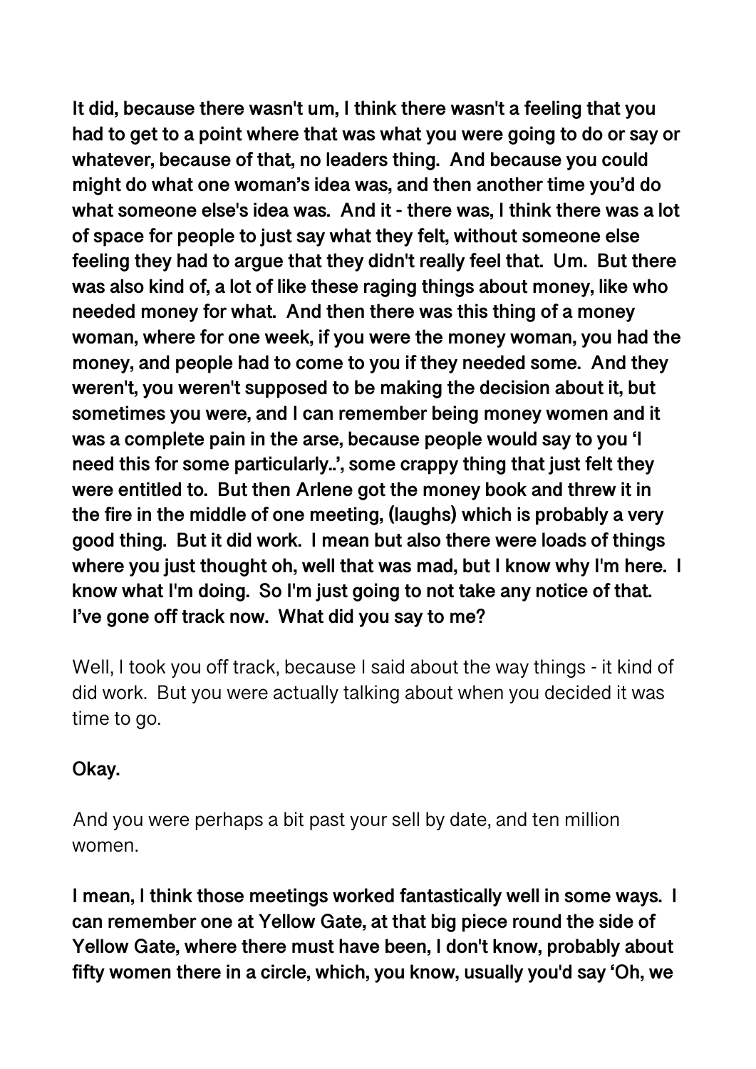**It did, because there wasn't um, I think there wasn't a feeling that you had to get to a point where that was what you were going to do or say or whatever, because of that, no leaders thing. And because you could might do what one woman's idea was, and then another time you'd do what someone else's idea was. And it - there was, I think there was a lot of space for people to just say what they felt, without someone else feeling they had to argue that they didn't really feel that. Um. But there was also kind of, a lot of like these raging things about money, like who needed money for what. And then there was this thing of a money woman, where for one week, if you were the money woman, you had the money, and people had to come to you if they needed some. And they weren't, you weren't supposed to be making the decision about it, but sometimes you were, and I can remember being money women and it was a complete pain in the arse, because people would say to you 'I need this for some particularly..', some crappy thing that just felt they were entitled to. But then Arlene got the money book and threw it in the fire in the middle of one meeting, (laughs) which is probably a very good thing. But it did work. I mean but also there were loads of things where you just thought oh, well that was mad, but I know why I'm here. I know what I'm doing. So I'm just going to not take any notice of that. I've gone off track now. What did you say to me?**

Well, I took you off track, because I said about the way things - it kind of did work. But you were actually talking about when you decided it was time to go.

**Okay.**

And you were perhaps a bit past your sell by date, and ten million women.

**I mean, I think those meetings worked fantastically well in some ways. I can remember one at Yellow Gate, at that big piece round the side of Yellow Gate, where there must have been, I don't know, probably about fifty women there in a circle, which, you know, usually you'd say 'Oh, we**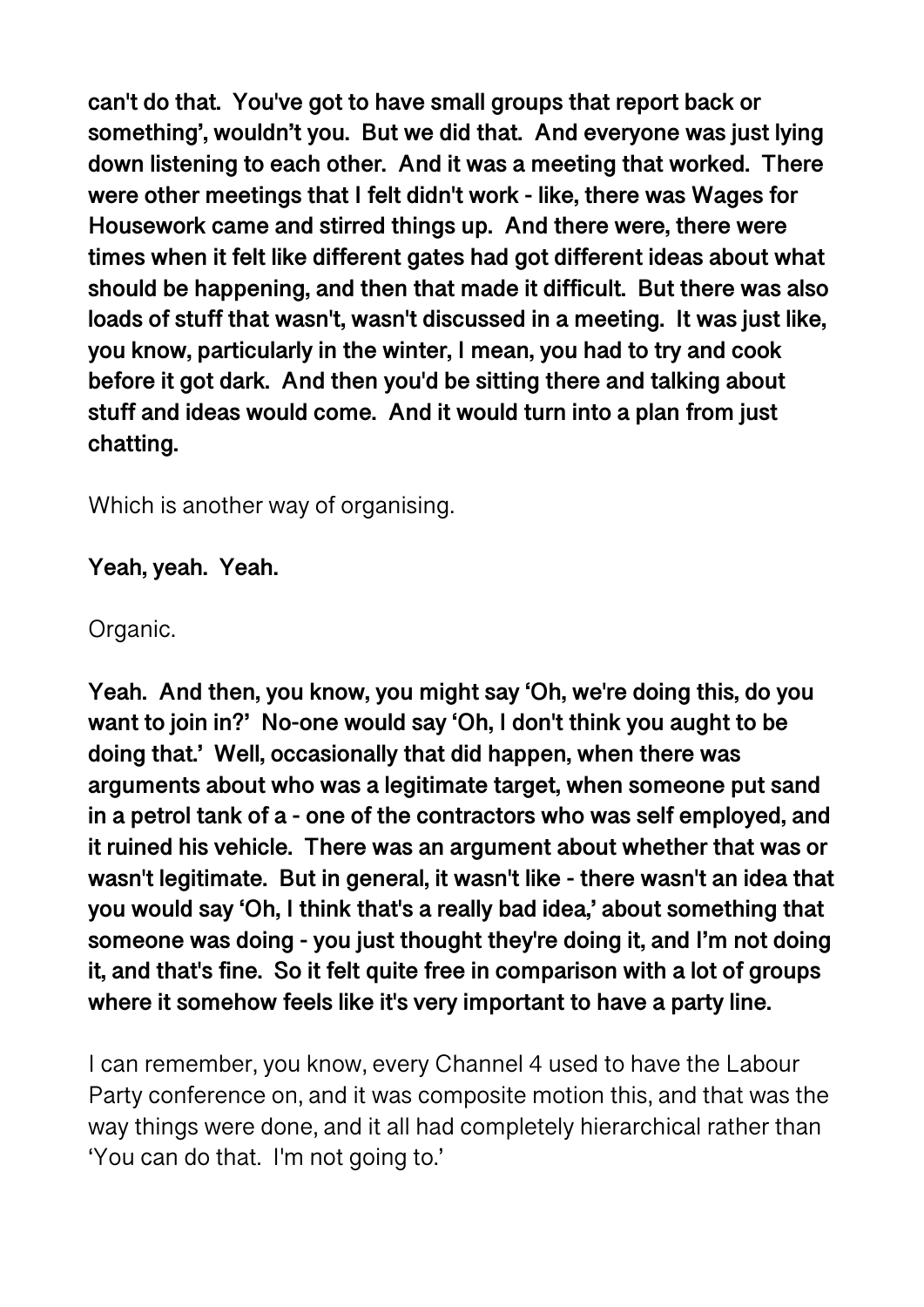**can't do that. You've got to have small groups that report back or something', wouldn't you. But we did that. And everyone was just lying down listening to each other. And it was a meeting that worked. There were other meetings that I felt didn't work - like, there was Wages for Housework came and stirred things up. And there were, there were times when it felt like different gates had got different ideas about what should be happening, and then that made it difficult. But there was also loads of stuff that wasn't, wasn't discussed in a meeting. It was just like, you know, particularly in the winter, I mean, you had to try and cook before it got dark. And then you'd be sitting there and talking about stuff and ideas would come. And it would turn into a plan from just chatting.**

Which is another way of organising.

**Yeah, yeah. Yeah.**

Organic.

**Yeah. And then, you know, you might say 'Oh, we're doing this, do you want to join in?' No-one would say 'Oh, I don't think you aught to be doing that.' Well, occasionally that did happen, when there was arguments about who was a legitimate target, when someone put sand in a petrol tank of a - one of the contractors who was self employed, and it ruined his vehicle. There was an argument about whether that was or wasn't legitimate. But in general, it wasn't like - there wasn't an idea that you would say 'Oh, I think that's a really bad idea,' about something that someone was doing - you just thought they're doing it, and I'm not doing it, and that's fine. So it felt quite free in comparison with a lot of groups where it somehow feels like it's very important to have a party line.**

I can remember, you know, every Channel 4 used to have the Labour Party conference on, and it was composite motion this, and that was the way things were done, and it all had completely hierarchical rather than 'You can do that. I'm not going to.'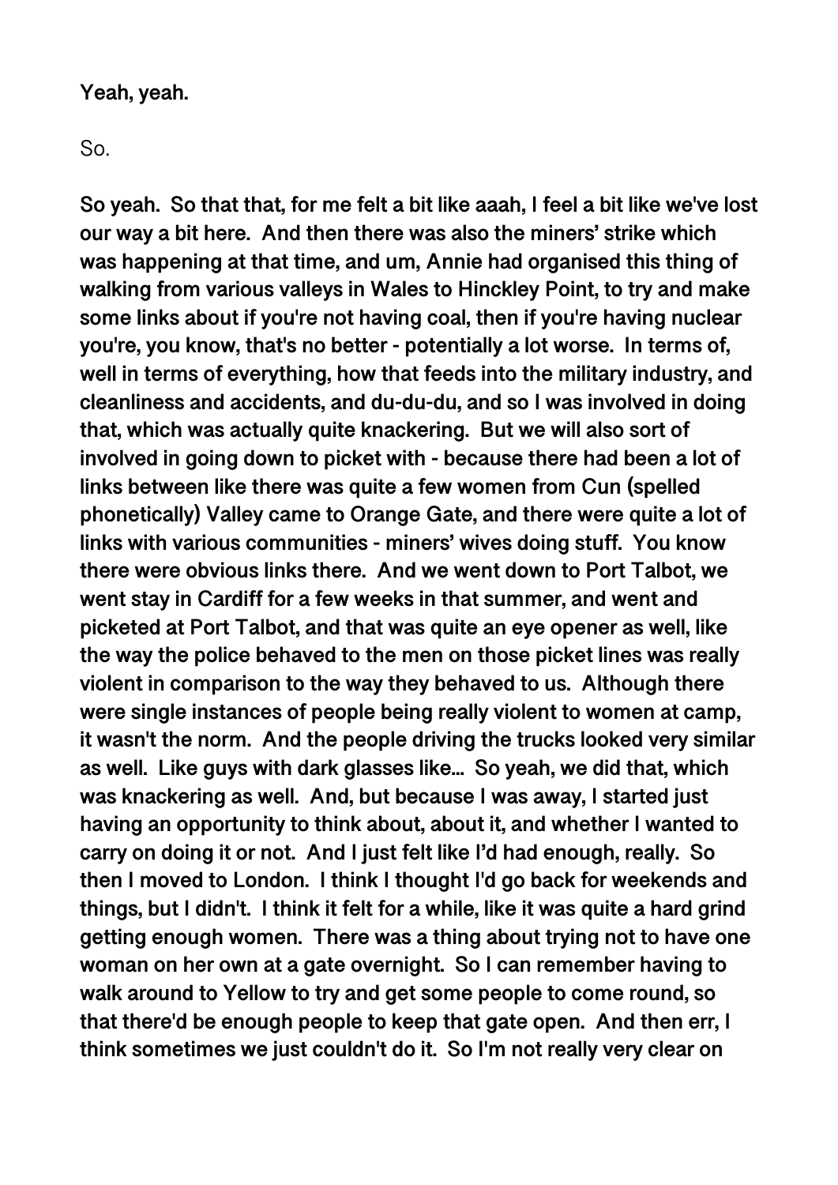**Yeah, yeah.**

So.

**So yeah. So that that, for me felt a bit like aaah, I feel a bit like we've lost our way a bit here. And then there was also the miners' strike which was happening at that time, and um, Annie had organised this thing of walking from various valleys in Wales to Hinckley Point, to try and make some links about if you're not having coal, then if you're having nuclear you're, you know, that's no better - potentially a lot worse. In terms of, well in terms of everything, how that feeds into the military industry, and cleanliness and accidents, and du-du-du, and so I was involved in doing that, which was actually quite knackering. But we will also sort of involved in going down to picket with - because there had been a lot of links between like there was quite a few women from Cun (spelled phonetically) Valley came to Orange Gate, and there were quite a lot of links with various communities - miners' wives doing stuff. You know there were obvious links there. And we went down to Port Talbot, we went stay in Cardiff for a few weeks in that summer, and went and picketed at Port Talbot, and that was quite an eye opener as well, like the way the police behaved to the men on those picket lines was really violent in comparison to the way they behaved to us. Although there were single instances of people being really violent to women at camp, it wasn't the norm. And the people driving the trucks looked very similar as well. Like guys with dark glasses like... So yeah, we did that, which was knackering as well. And, but because I was away, I started just having an opportunity to think about, about it, and whether I wanted to carry on doing it or not. And I just felt like I'd had enough, really. So then I moved to London. I think I thought I'd go back for weekends and things, but I didn't. I think it felt for a while, like it was quite a hard grind getting enough women. There was a thing about trying not to have one woman on her own at a gate overnight. So I can remember having to walk around to Yellow to try and get some people to come round, so that there'd be enough people to keep that gate open. And then err, I think sometimes we just couldn't do it. So I'm not really very clear on**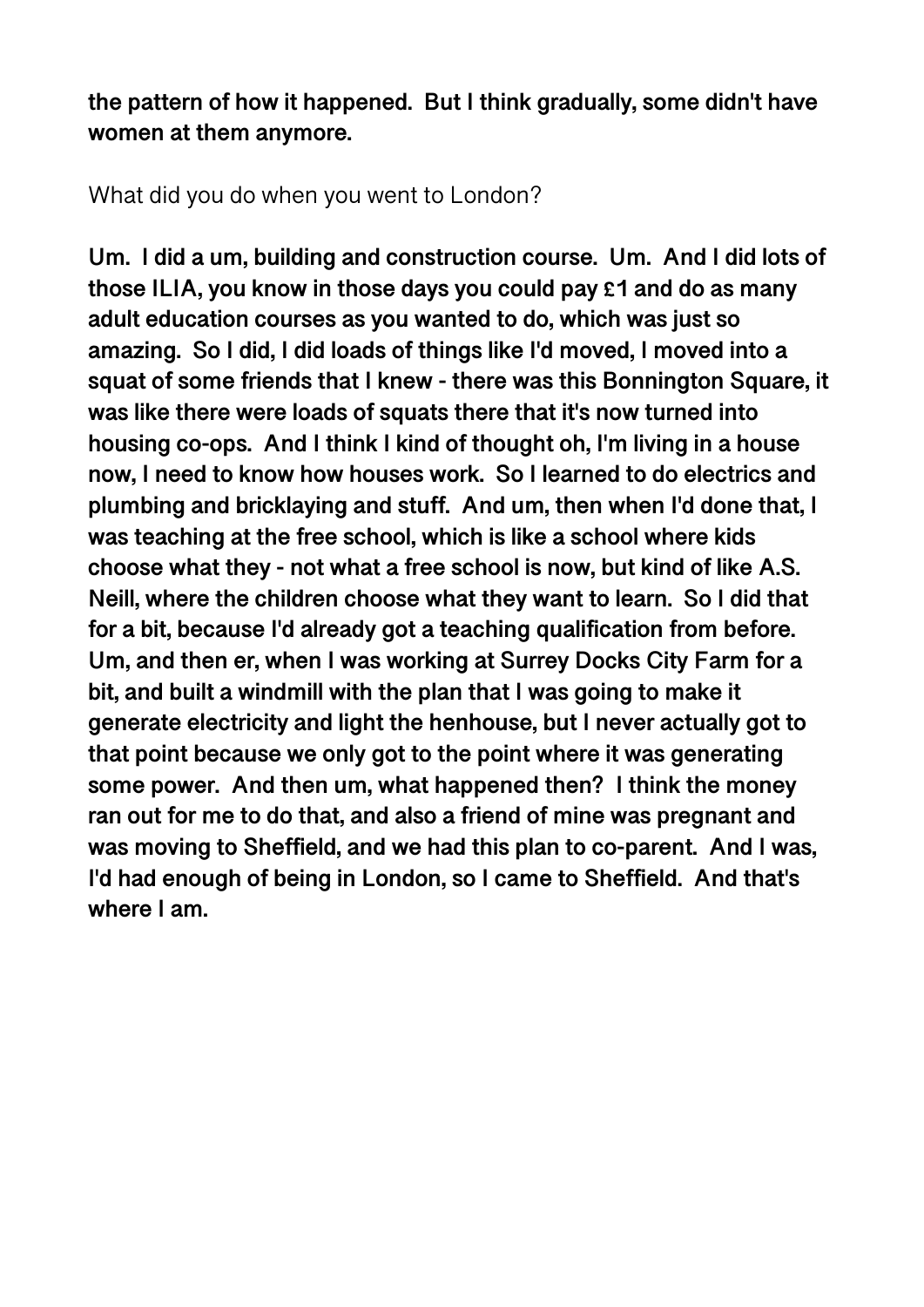**the pattern of how it happened. But I think gradually, some didn't have women at them anymore.**

What did you do when you went to London?

**Um. I did a um, building and construction course. Um. And I did lots of those ILIA, you know in those days you could pay £1 and do as many adult education courses as you wanted to do, which was just so amazing. So I did, I did loads of things like I'd moved, I moved into a squat of some friends that I knew - there was this Bonnington Square, it was like there were loads of squats there that it's now turned into housing co-ops. And I think I kind of thought oh, I'm living in a house now, I need to know how houses work. So I learned to do electrics and plumbing and bricklaying and stuff. And um, then when I'd done that, I was teaching at the free school, which is like a school where kids choose what they - not what a free school is now, but kind of like A.S. Neill, where the children choose what they want to learn. So I did that for a bit, because I'd already got a teaching qualification from before. Um, and then er, when I was working at Surrey Docks City Farm for a bit, and built a windmill with the plan that I was going to make it generate electricity and light the henhouse, but I never actually got to that point because we only got to the point where it was generating some power. And then um, what happened then? I think the money ran out for me to do that, and also a friend of mine was pregnant and was moving to Sheffield, and we had this plan to co-parent. And I was, I'd had enough of being in London, so I came to Sheffield. And that's where I am.**